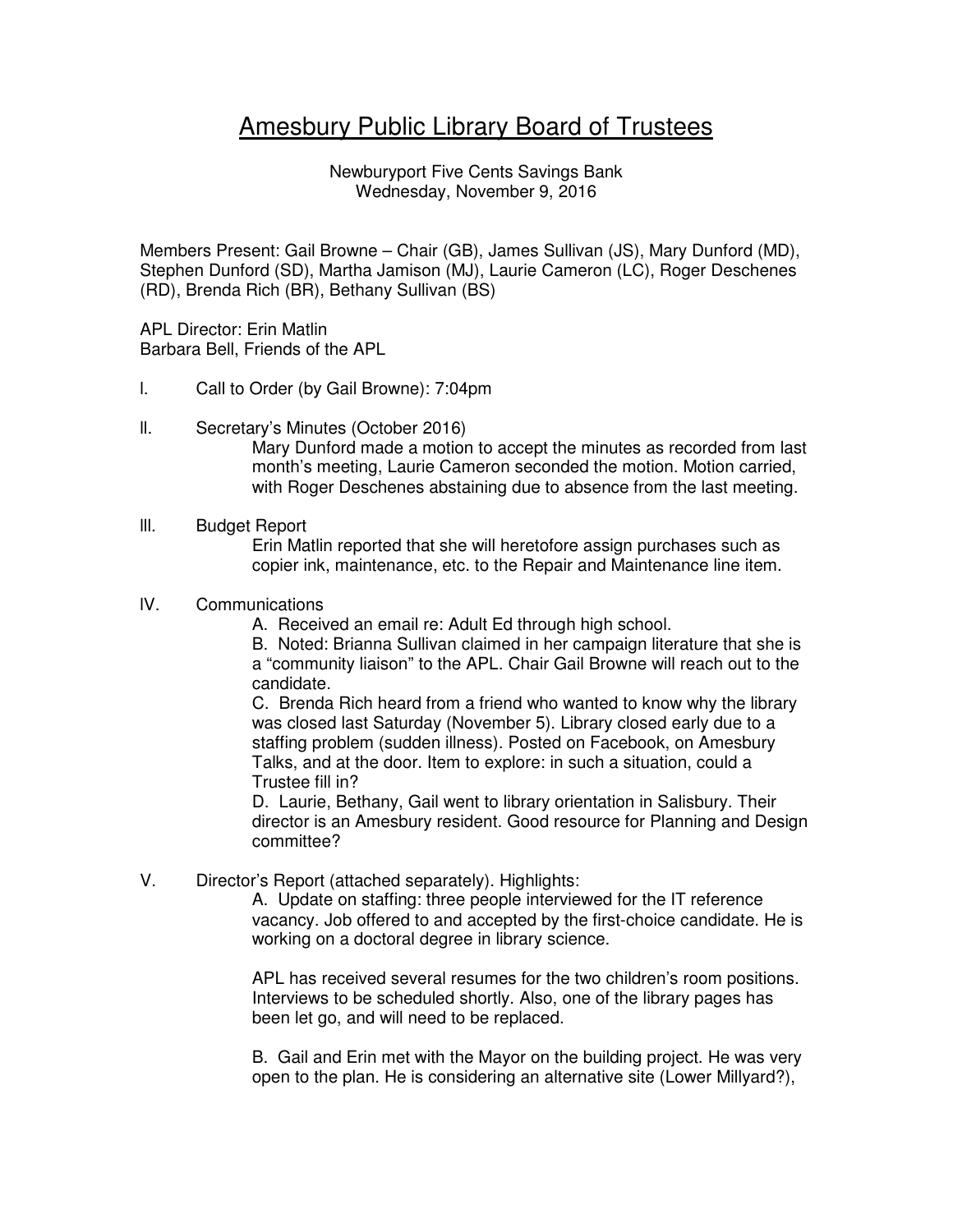# Amesbury Public Library Board of Trustees

Newburyport Five Cents Savings Bank
Wednesday, November 9, 2016

Members Present: Gail Browne – Chair (GB), James Sullivan (JS), Mary Dunford (MD), Stephen Dunford (SD), Martha Jamison (MJ), Laurie Cameron (LC), Roger Deschenes (RD), Brenda Rich (BR), Bethany Sullivan (BS)

APL Director: Erin Matlin
Barbara Bell, Friends of the APL

I. Call to Order (by Gail Browne): 7:04pm

II. Secretary's Minutes (October 2016)
    Mary Dunford made a motion to accept the minutes as recorded from last month's meeting, Laurie Cameron seconded the motion. Motion carried, with Roger Deschenes abstaining due to absence from the last meeting.

III. Budget Report
    Erin Matlin reported that she will heretofore assign purchases such as copier ink, maintenance, etc. to the Repair and Maintenance line item.

IV. Communications
    A. Received an email re: Adult Ed through high school.
    B. Noted: Brianna Sullivan claimed in her campaign literature that she is a "community liaison" to the APL. Chair Gail Browne will reach out to the candidate.
    C. Brenda Rich heard from a friend who wanted to know why the library was closed last Saturday (November 5). Library closed early due to a staffing problem (sudden illness). Posted on Facebook, on Amesbury Talks, and at the door. Item to explore: in such a situation, could a Trustee fill in?
    D. Laurie, Bethany, Gail went to library orientation in Salisbury. Their director is an Amesbury resident. Good resource for Planning and Design committee?

V. Director's Report (attached separately). Highlights:
    A. Update on staffing: three people interviewed for the IT reference vacancy. Job offered to and accepted by the first-choice candidate. He is working on a doctoral degree in library science.

    APL has received several resumes for the two children's room positions. Interviews to be scheduled shortly. Also, one of the library pages has been let go, and will need to be replaced.

    B. Gail and Erin met with the Mayor on the building project. He was very open to the plan. He is considering an alternative site (Lower Millyard?),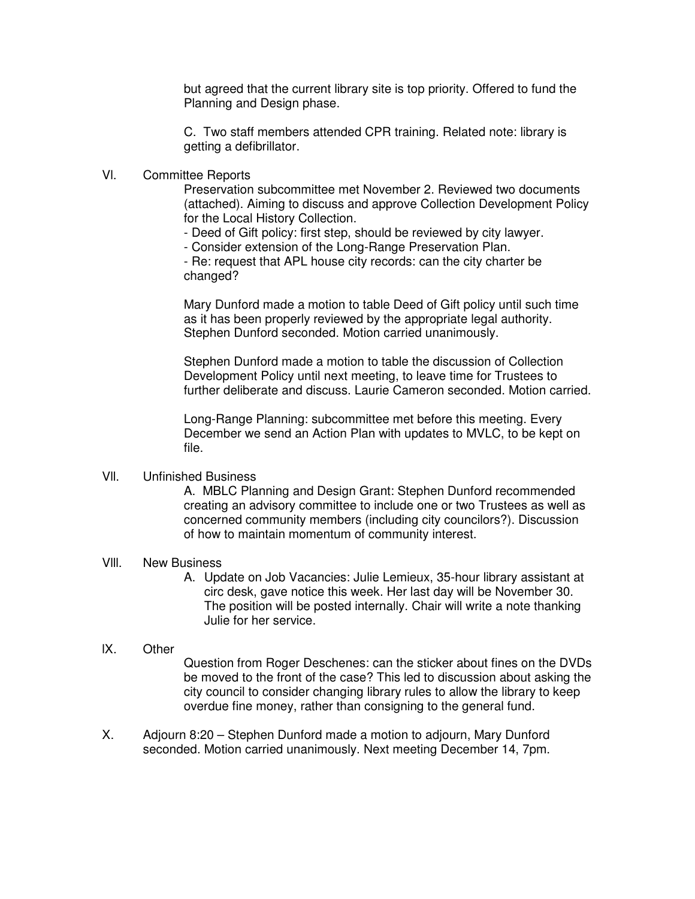but agreed that the current library site is top priority. Offered to fund the Planning and Design phase.

C. Two staff members attended CPR training. Related note: library is getting a defibrillator.

VI. Committee Reports

Preservation subcommittee met November 2. Reviewed two documents (attached). Aiming to discuss and approve Collection Development Policy for the Local History Collection.

- Deed of Gift policy: first step, should be reviewed by city lawyer.
- Consider extension of the Long-Range Preservation Plan.
- Re: request that APL house city records: can the city charter be changed?

Mary Dunford made a motion to table Deed of Gift policy until such time as it has been properly reviewed by the appropriate legal authority. Stephen Dunford seconded. Motion carried unanimously.

Stephen Dunford made a motion to table the discussion of Collection Development Policy until next meeting, to leave time for Trustees to further deliberate and discuss. Laurie Cameron seconded. Motion carried.

Long-Range Planning: subcommittee met before this meeting. Every December we send an Action Plan with updates to MVLC, to be kept on file.

VII. Unfinished Business

A. MBLC Planning and Design Grant: Stephen Dunford recommended creating an advisory committee to include one or two Trustees as well as concerned community members (including city councilors?). Discussion of how to maintain momentum of community interest.

VIII. New Business

A. Update on Job Vacancies: Julie Lemieux, 35-hour library assistant at circ desk, gave notice this week. Her last day will be November 30. The position will be posted internally. Chair will write a note thanking Julie for her service.

IX. Other

Question from Roger Deschenes: can the sticker about fines on the DVDs be moved to the front of the case? This led to discussion about asking the city council to consider changing library rules to allow the library to keep overdue fine money, rather than consigning to the general fund.

X. Adjourn 8:20 – Stephen Dunford made a motion to adjourn, Mary Dunford seconded. Motion carried unanimously. Next meeting December 14, 7pm.